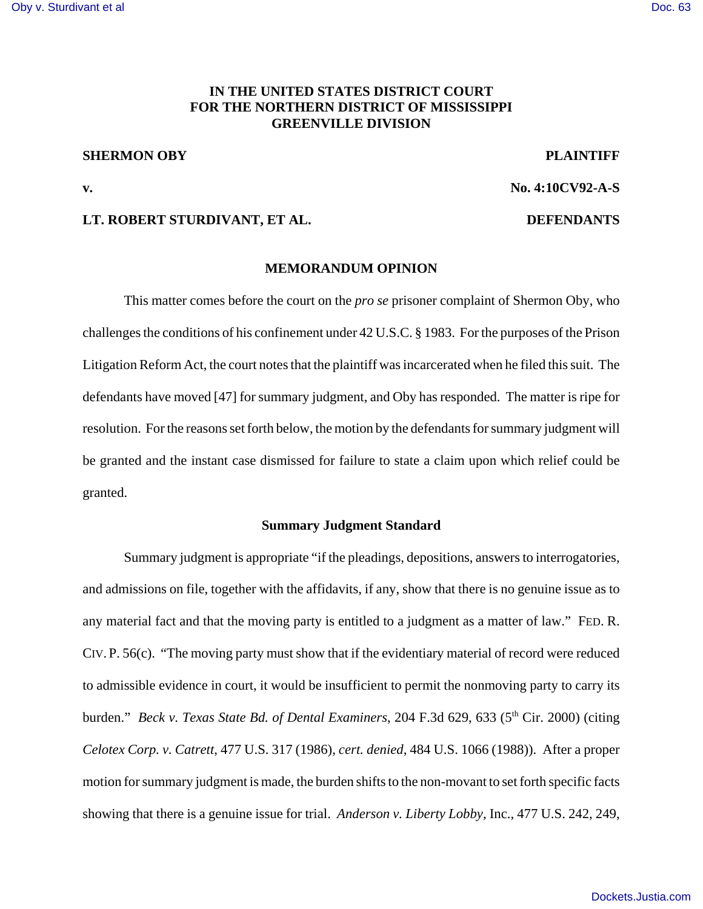# IN THE UNITED STATES DISTRICT COURT
# FOR THE NORTHERN DISTRICT OF MISSISSIPPI
# GREENVILLE DIVISION

**SHERMON OBY** **PLAINTIFF**

**v.** **No. 4:10CV92-A-S**

**LT. ROBERT STURDIVANT, ET AL.** **DEFENDANTS**

## MEMORANDUM OPINION

This matter comes before the court on the *pro se* prisoner complaint of Shermon Oby, who challenges the conditions of his confinement under 42 U.S.C. § 1983. For the purposes of the Prison Litigation Reform Act, the court notes that the plaintiff was incarcerated when he filed this suit. The defendants have moved [47] for summary judgment, and Oby has responded. The matter is ripe for resolution. For the reasons set forth below, the motion by the defendants for summary judgment will be granted and the instant case dismissed for failure to state a claim upon which relief could be granted.

### Summary Judgment Standard

Summary judgment is appropriate "if the pleadings, depositions, answers to interrogatories, and admissions on file, together with the affidavits, if any, show that there is no genuine issue as to any material fact and that the moving party is entitled to a judgment as a matter of law." FED. R. CIV. P. 56(c). "The moving party must show that if the evidentiary material of record were reduced to admissible evidence in court, it would be insufficient to permit the nonmoving party to carry its burden." *Beck v. Texas State Bd. of Dental Examiners*, 204 F.3d 629, 633 (5th Cir. 2000) (citing *Celotex Corp. v. Catrett*, 477 U.S. 317 (1986), *cert. denied*, 484 U.S. 1066 (1988)). After a proper motion for summary judgment is made, the burden shifts to the non-movant to set forth specific facts showing that there is a genuine issue for trial. *Anderson v. Liberty Lobby,* Inc., 477 U.S. 242, 249,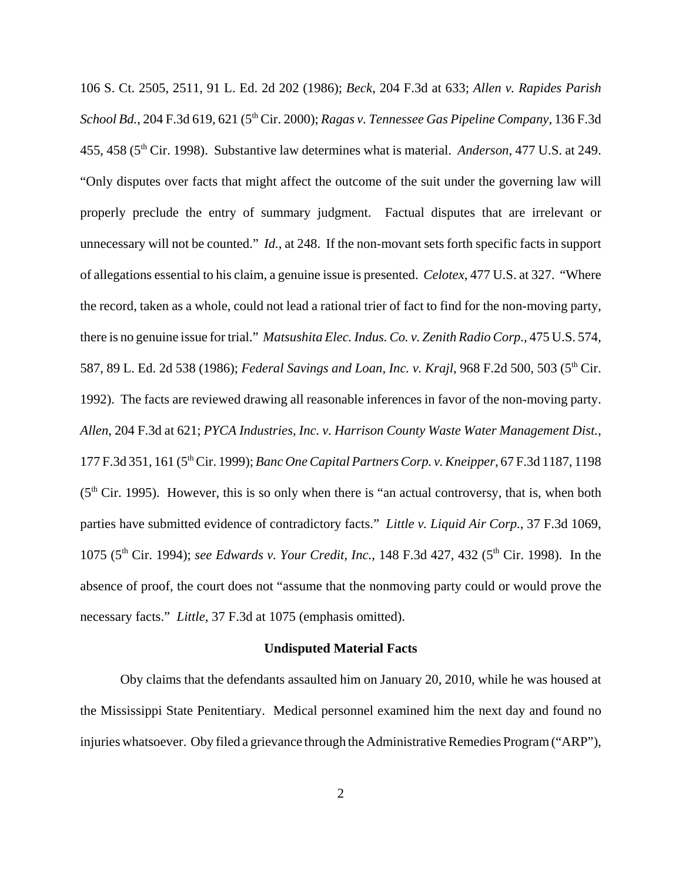106 S. Ct. 2505, 2511, 91 L. Ed. 2d 202 (1986); *Beck*, 204 F.3d at 633; *Allen v. Rapides Parish School Bd.*, 204 F.3d 619, 621 (5th Cir. 2000); *Ragas v. Tennessee Gas Pipeline Company*, 136 F.3d 455, 458 (5th Cir. 1998). Substantive law determines what is material. *Anderson*, 477 U.S. at 249. "Only disputes over facts that might affect the outcome of the suit under the governing law will properly preclude the entry of summary judgment. Factual disputes that are irrelevant or unnecessary will not be counted." *Id.*, at 248. If the non-movant sets forth specific facts in support of allegations essential to his claim, a genuine issue is presented. *Celotex*, 477 U.S. at 327. "Where the record, taken as a whole, could not lead a rational trier of fact to find for the non-moving party, there is no genuine issue for trial." *Matsushita Elec. Indus. Co. v. Zenith Radio Corp.*, 475 U.S. 574, 587, 89 L. Ed. 2d 538 (1986); *Federal Savings and Loan, Inc. v. Krajl*, 968 F.2d 500, 503 (5th Cir. 1992). The facts are reviewed drawing all reasonable inferences in favor of the non-moving party. *Allen*, 204 F.3d at 621; *PYCA Industries, Inc. v. Harrison County Waste Water Management Dist.*, 177 F.3d 351, 161 (5th Cir. 1999); *Banc One Capital Partners Corp. v. Kneipper*, 67 F.3d 1187, 1198 (5th Cir. 1995). However, this is so only when there is "an actual controversy, that is, when both parties have submitted evidence of contradictory facts." *Little v. Liquid Air Corp.*, 37 F.3d 1069, 1075 (5th Cir. 1994); *see Edwards v. Your Credit, Inc.*, 148 F.3d 427, 432 (5th Cir. 1998). In the absence of proof, the court does not "assume that the nonmoving party could or would prove the necessary facts." *Little*, 37 F.3d at 1075 (emphasis omitted).

**Undisputed Material Facts**

Oby claims that the defendants assaulted him on January 20, 2010, while he was housed at the Mississippi State Penitentiary. Medical personnel examined him the next day and found no injuries whatsoever. Oby filed a grievance through the Administrative Remedies Program ("ARP"),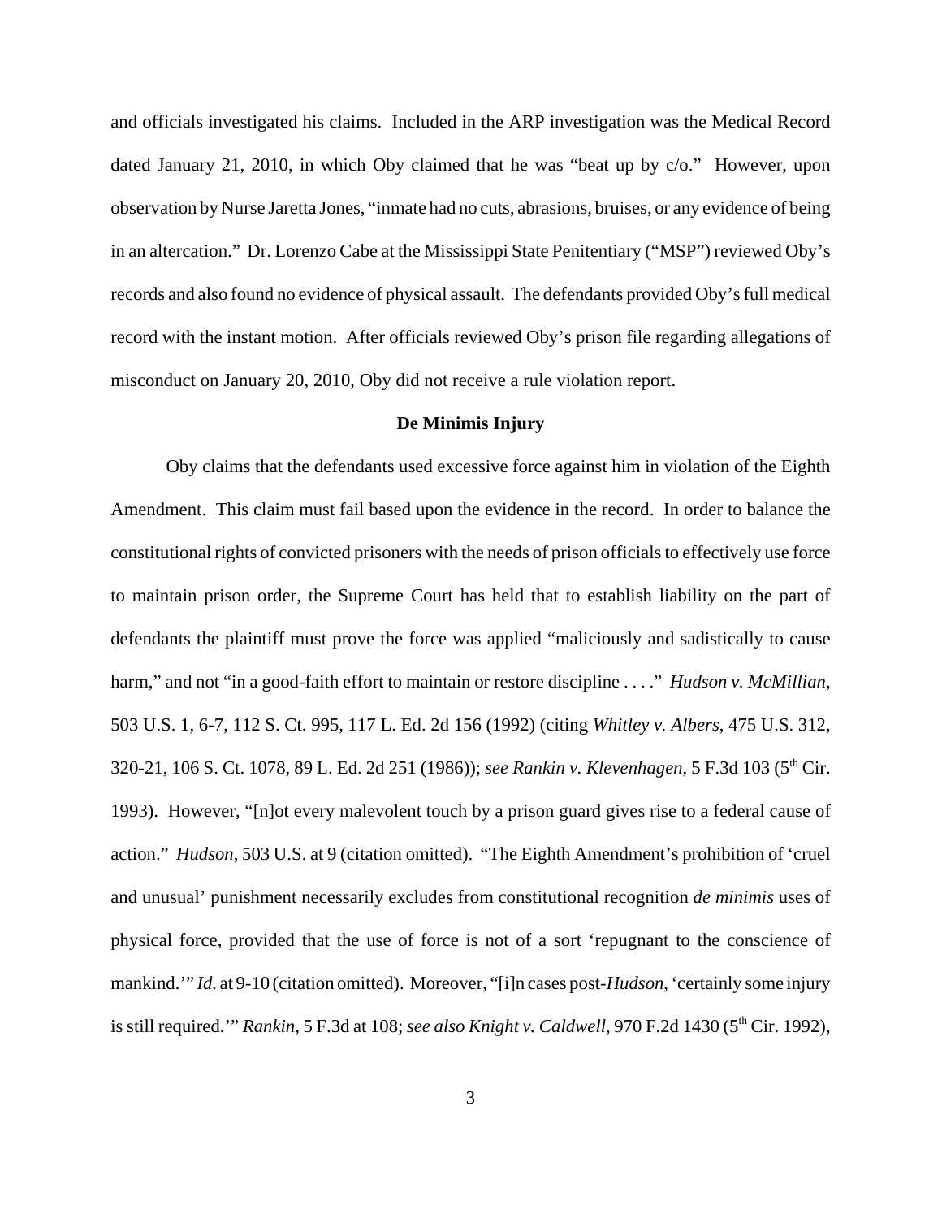and officials investigated his claims. Included in the ARP investigation was the Medical Record dated January 21, 2010, in which Oby claimed that he was "beat up by c/o." However, upon observation by Nurse Jaretta Jones, "inmate had no cuts, abrasions, bruises, or any evidence of being in an altercation." Dr. Lorenzo Cabe at the Mississippi State Penitentiary ("MSP") reviewed Oby's records and also found no evidence of physical assault. The defendants provided Oby's full medical record with the instant motion. After officials reviewed Oby's prison file regarding allegations of misconduct on January 20, 2010, Oby did not receive a rule violation report.

**De Minimis Injury**

Oby claims that the defendants used excessive force against him in violation of the Eighth Amendment. This claim must fail based upon the evidence in the record. In order to balance the constitutional rights of convicted prisoners with the needs of prison officials to effectively use force to maintain prison order, the Supreme Court has held that to establish liability on the part of defendants the plaintiff must prove the force was applied "maliciously and sadistically to cause harm," and not "in a good-faith effort to maintain or restore discipline . . . ." *Hudson v. McMillian*, 503 U.S. 1, 6-7, 112 S. Ct. 995, 117 L. Ed. 2d 156 (1992) (citing *Whitley v. Albers*, 475 U.S. 312, 320-21, 106 S. Ct. 1078, 89 L. Ed. 2d 251 (1986)); *see Rankin v. Klevenhagen*, 5 F.3d 103 (5th Cir. 1993). However, "[n]ot every malevolent touch by a prison guard gives rise to a federal cause of action." *Hudson*, 503 U.S. at 9 (citation omitted). "The Eighth Amendment's prohibition of 'cruel and unusual' punishment necessarily excludes from constitutional recognition *de minimis* uses of physical force, provided that the use of force is not of a sort 'repugnant to the conscience of mankind.'" *Id.* at 9-10 (citation omitted). Moreover, "[i]n cases post-*Hudson*, 'certainly some injury is still required.'" *Rankin*, 5 F.3d at 108; *see also Knight v. Caldwell*, 970 F.2d 1430 (5th Cir. 1992),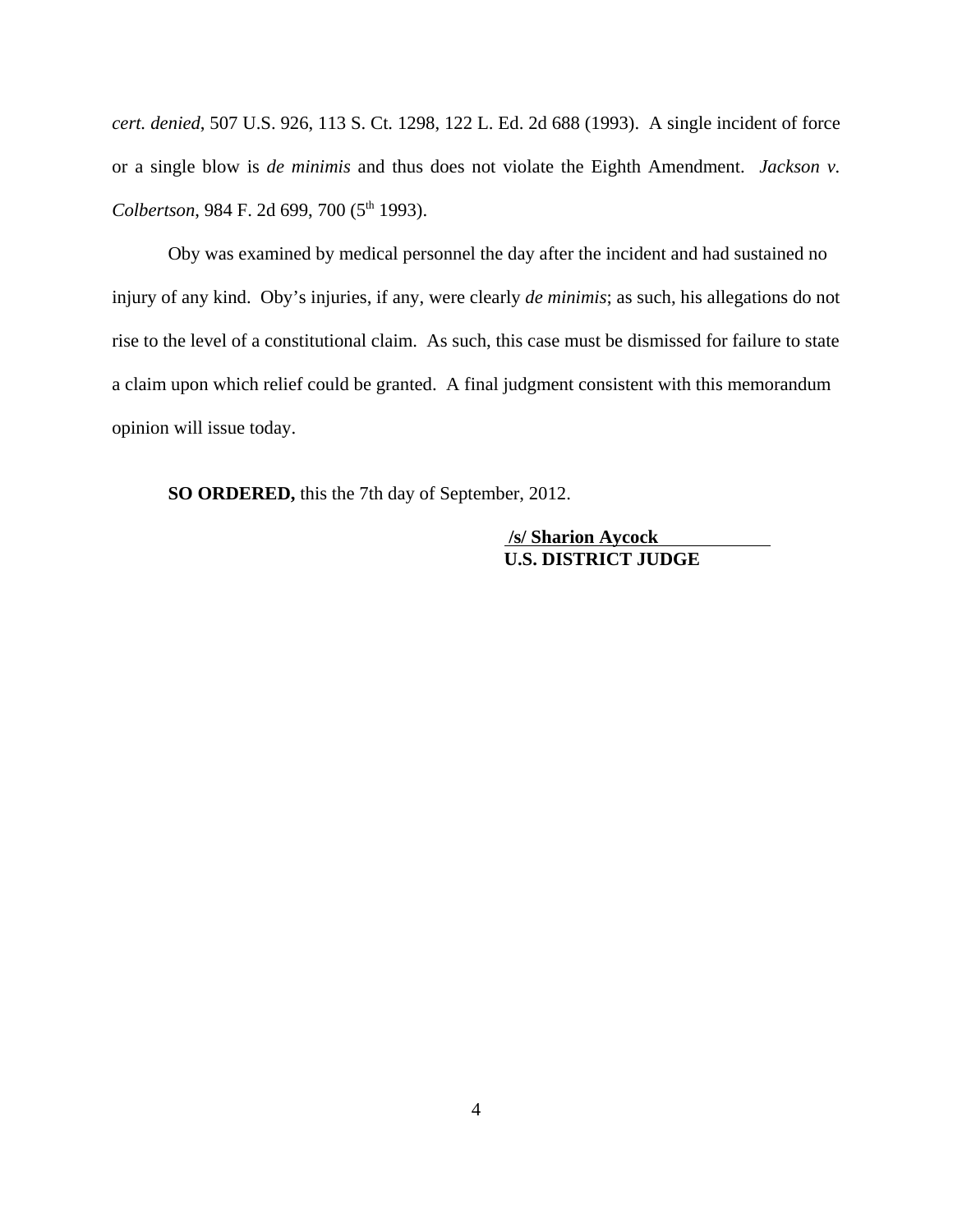*cert. denied*, 507 U.S. 926, 113 S. Ct. 1298, 122 L. Ed. 2d 688 (1993). A single incident of force or a single blow is *de minimis* and thus does not violate the Eighth Amendment. *Jackson v. Colbertson*, 984 F. 2d 699, 700 (5th 1993).

Oby was examined by medical personnel the day after the incident and had sustained no injury of any kind. Oby's injuries, if any, were clearly *de minimis*; as such, his allegations do not rise to the level of a constitutional claim. As such, this case must be dismissed for failure to state a claim upon which relief could be granted. A final judgment consistent with this memorandum opinion will issue today.

**SO ORDERED,** this the 7th day of September, 2012.

**/s/ Sharion Aycock**
**U.S. DISTRICT JUDGE**